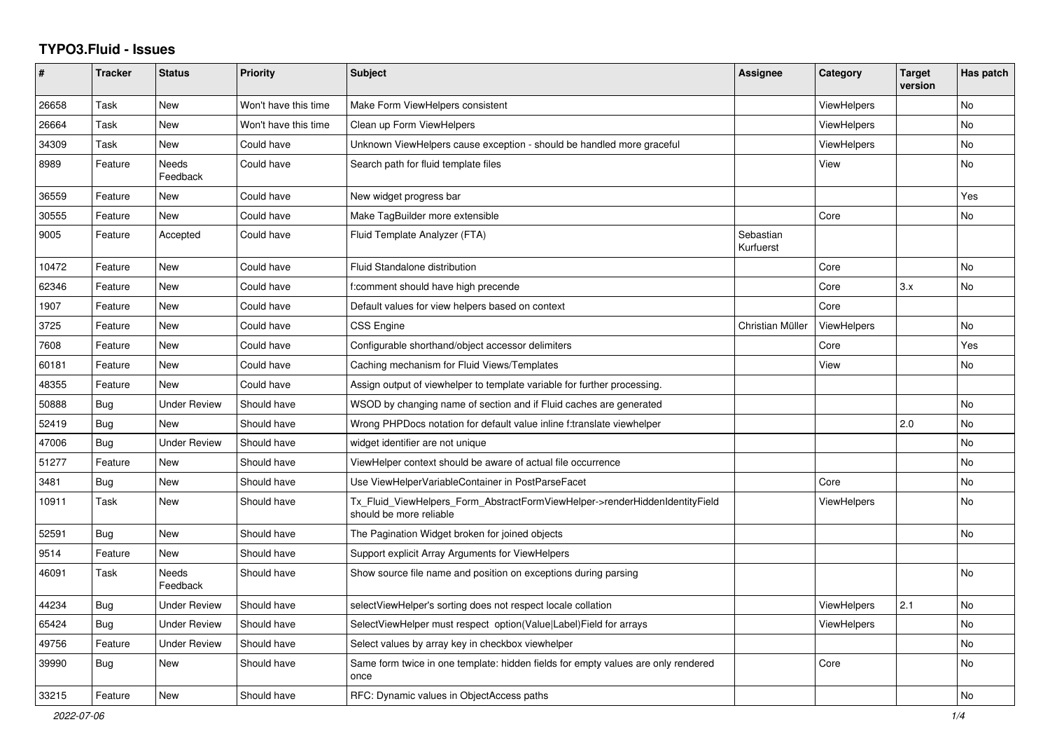# TYPO3.Fluid - Issues

| # | Tracker | Status | Priority | Subject | Assignee | Category | Target version | Has patch |
|---|---|---|---|---|---|---|---|---|
| 26658 | Task | New | Won't have this time | Make Form ViewHelpers consistent | | ViewHelpers | | No |
| 26664 | Task | New | Won't have this time | Clean up Form ViewHelpers | | ViewHelpers | | No |
| 34309 | Task | New | Could have | Unknown ViewHelpers cause exception - should be handled more graceful | | ViewHelpers | | No |
| 8989 | Feature | Needs Feedback | Could have | Search path for fluid template files | | View | | No |
| 36559 | Feature | New | Could have | New widget progress bar | | | | Yes |
| 30555 | Feature | New | Could have | Make TagBuilder more extensible | | Core | | No |
| 9005 | Feature | Accepted | Could have | Fluid Template Analyzer (FTA) | Sebastian Kurfuerst | | | |
| 10472 | Feature | New | Could have | Fluid Standalone distribution | | Core | | No |
| 62346 | Feature | New | Could have | f:comment should have high precende | | Core | 3.x | No |
| 1907 | Feature | New | Could have | Default values for view helpers based on context | | Core | | |
| 3725 | Feature | New | Could have | CSS Engine | Christian Müller | ViewHelpers | | No |
| 7608 | Feature | New | Could have | Configurable shorthand/object accessor delimiters | | Core | | Yes |
| 60181 | Feature | New | Could have | Caching mechanism for Fluid Views/Templates | | View | | No |
| 48355 | Feature | New | Could have | Assign output of viewhelper to template variable for further processing. | | | | |
| 50888 | Bug | Under Review | Should have | WSOD by changing name of section and if Fluid caches are generated | | | | No |
| 52419 | Bug | New | Should have | Wrong PHPDocs notation for default value inline f:translate viewhelper | | | 2.0 | No |
| 47006 | Bug | Under Review | Should have | widget identifier are not unique | | | | No |
| 51277 | Feature | New | Should have | ViewHelper context should be aware of actual file occurrence | | | | No |
| 3481 | Bug | New | Should have | Use ViewHelperVariableContainer in PostParseFacet | | Core | | No |
| 10911 | Task | New | Should have | Tx_Fluid_ViewHelpers_Form_AbstractFormViewHelper->renderHiddenIdentityField should be more reliable | | ViewHelpers | | No |
| 52591 | Bug | New | Should have | The Pagination Widget broken for joined objects | | | | No |
| 9514 | Feature | New | Should have | Support explicit Array Arguments for ViewHelpers | | | | |
| 46091 | Task | Needs Feedback | Should have | Show source file name and position on exceptions during parsing | | | | No |
| 44234 | Bug | Under Review | Should have | selectViewHelper's sorting does not respect locale collation | | ViewHelpers | 2.1 | No |
| 65424 | Bug | Under Review | Should have | SelectViewHelper must respect option(Value\|Label)Field for arrays | | ViewHelpers | | No |
| 49756 | Feature | Under Review | Should have | Select values by array key in checkbox viewhelper | | | | No |
| 39990 | Bug | New | Should have | Same form twice in one template: hidden fields for empty values are only rendered once | | Core | | No |
| 33215 | Feature | New | Should have | RFC: Dynamic values in ObjectAccess paths | | | | No |

*2022-07-06*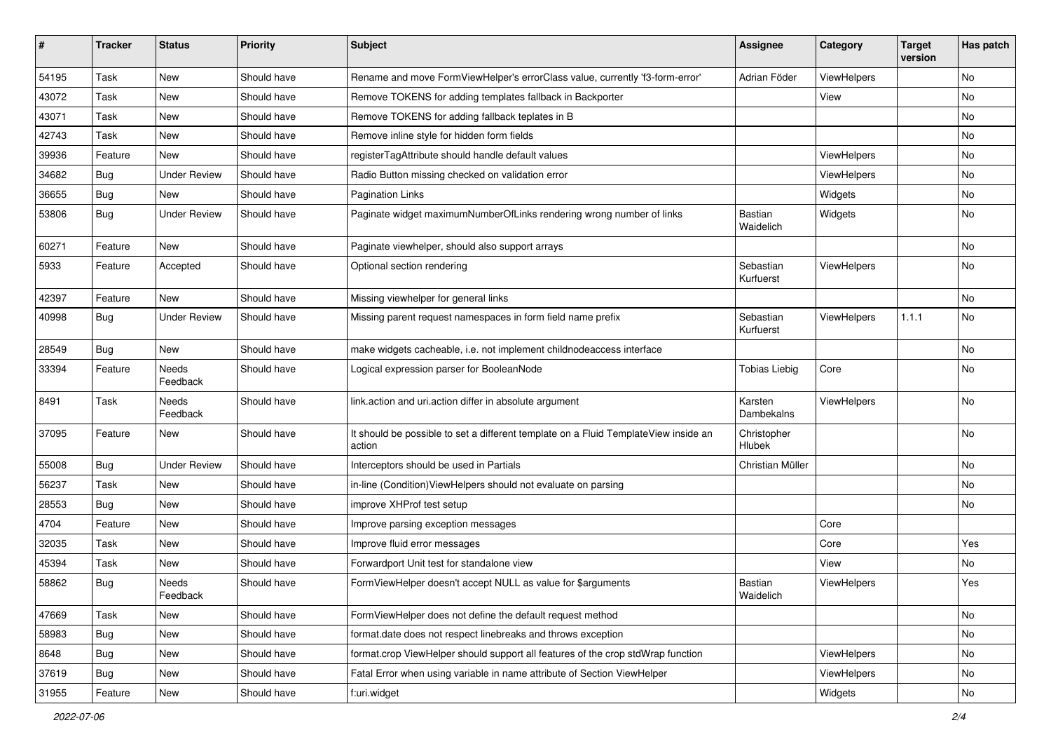| # | Tracker | Status | Priority | Subject | Assignee | Category | Target version | Has patch |
|---|---|---|---|---|---|---|---|---|
| 54195 | Task | New | Should have | Rename and move FormViewHelper's errorClass value, currently 'f3-form-error' | Adrian Föder | ViewHelpers | | No |
| 43072 | Task | New | Should have | Remove TOKENS for adding templates fallback in Backporter | | View | | No |
| 43071 | Task | New | Should have | Remove TOKENS for adding fallback teplates in B | | | | No |
| 42743 | Task | New | Should have | Remove inline style for hidden form fields | | | | No |
| 39936 | Feature | New | Should have | registerTagAttribute should handle default values | | ViewHelpers | | No |
| 34682 | Bug | Under Review | Should have | Radio Button missing checked on validation error | | ViewHelpers | | No |
| 36655 | Bug | New | Should have | Pagination Links | | Widgets | | No |
| 53806 | Bug | Under Review | Should have | Paginate widget maximumNumberOfLinks rendering wrong number of links | Bastian Waidelich | Widgets | | No |
| 60271 | Feature | New | Should have | Paginate viewhelper, should also support arrays | | | | No |
| 5933 | Feature | Accepted | Should have | Optional section rendering | Sebastian Kurfuerst | ViewHelpers | | No |
| 42397 | Feature | New | Should have | Missing viewhelper for general links | | | | No |
| 40998 | Bug | Under Review | Should have | Missing parent request namespaces in form field name prefix | Sebastian Kurfuerst | ViewHelpers | 1.1.1 | No |
| 28549 | Bug | New | Should have | make widgets cacheable, i.e. not implement childnodeaccess interface | | | | No |
| 33394 | Feature | Needs Feedback | Should have | Logical expression parser for BooleanNode | Tobias Liebig | Core | | No |
| 8491 | Task | Needs Feedback | Should have | link.action and uri.action differ in absolute argument | Karsten Dambekalns | ViewHelpers | | No |
| 37095 | Feature | New | Should have | It should be possible to set a different template on a Fluid TemplateView inside an action | Christopher Hlubek | | | No |
| 55008 | Bug | Under Review | Should have | Interceptors should be used in Partials | Christian Müller | | | No |
| 56237 | Task | New | Should have | in-line (Condition)ViewHelpers should not evaluate on parsing | | | | No |
| 28553 | Bug | New | Should have | improve XHProf test setup | | | | No |
| 4704 | Feature | New | Should have | Improve parsing exception messages | | Core | | |
| 32035 | Task | New | Should have | Improve fluid error messages | | Core | | Yes |
| 45394 | Task | New | Should have | Forwardport Unit test for standalone view | | View | | No |
| 58862 | Bug | Needs Feedback | Should have | FormViewHelper doesn't accept NULL as value for $arguments | Bastian Waidelich | ViewHelpers | | Yes |
| 47669 | Task | New | Should have | FormViewHelper does not define the default request method | | | | No |
| 58983 | Bug | New | Should have | format.date does not respect linebreaks and throws exception | | | | No |
| 8648 | Bug | New | Should have | format.crop ViewHelper should support all features of the crop stdWrap function | | ViewHelpers | | No |
| 37619 | Bug | New | Should have | Fatal Error when using variable in name attribute of Section ViewHelper | | ViewHelpers | | No |
| 31955 | Feature | New | Should have | f:uri.widget | | Widgets | | No |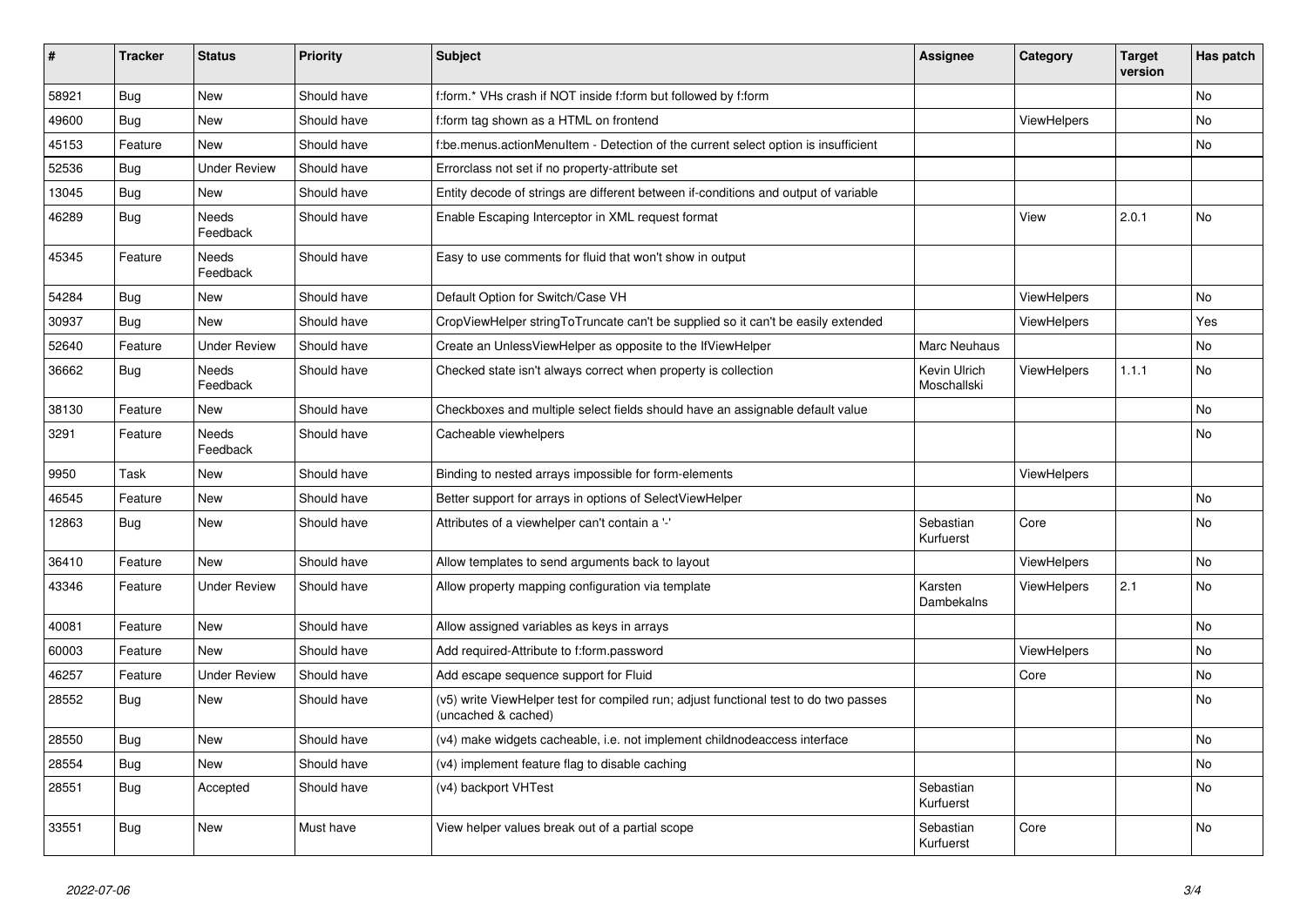| # | Tracker | Status | Priority | Subject | Assignee | Category | Target version | Has patch |
|---|---|---|---|---|---|---|---|---|
| 58921 | Bug | New | Should have | f:form.* VHs crash if NOT inside f:form but followed by f:form | | | | No |
| 49600 | Bug | New | Should have | f:form tag shown as a HTML on frontend | | ViewHelpers | | No |
| 45153 | Feature | New | Should have | f:be.menus.actionMenuItem - Detection of the current select option is insufficient | | | | No |
| 52536 | Bug | Under Review | Should have | Errorclass not set if no property-attribute set | | | | |
| 13045 | Bug | New | Should have | Entity decode of strings are different between if-conditions and output of variable | | | | |
| 46289 | Bug | Needs Feedback | Should have | Enable Escaping Interceptor in XML request format | | View | 2.0.1 | No |
| 45345 | Feature | Needs Feedback | Should have | Easy to use comments for fluid that won't show in output | | | | |
| 54284 | Bug | New | Should have | Default Option for Switch/Case VH | | ViewHelpers | | No |
| 30937 | Bug | New | Should have | CropViewHelper stringToTruncate can't be supplied so it can't be easily extended | | ViewHelpers | | Yes |
| 52640 | Feature | Under Review | Should have | Create an UnlessViewHelper as opposite to the IfViewHelper | Marc Neuhaus | | | No |
| 36662 | Bug | Needs Feedback | Should have | Checked state isn't always correct when property is collection | Kevin Ulrich Moschallski | ViewHelpers | 1.1.1 | No |
| 38130 | Feature | New | Should have | Checkboxes and multiple select fields should have an assignable default value | | | | No |
| 3291 | Feature | Needs Feedback | Should have | Cacheable viewhelpers | | | | No |
| 9950 | Task | New | Should have | Binding to nested arrays impossible for form-elements | | ViewHelpers | | |
| 46545 | Feature | New | Should have | Better support for arrays in options of SelectViewHelper | | | | No |
| 12863 | Bug | New | Should have | Attributes of a viewhelper can't contain a '-' | Sebastian Kurfuerst | Core | | No |
| 36410 | Feature | New | Should have | Allow templates to send arguments back to layout | | ViewHelpers | | No |
| 43346 | Feature | Under Review | Should have | Allow property mapping configuration via template | Karsten Dambekalns | ViewHelpers | 2.1 | No |
| 40081 | Feature | New | Should have | Allow assigned variables as keys in arrays | | | | No |
| 60003 | Feature | New | Should have | Add required-Attribute to f:form.password | | ViewHelpers | | No |
| 46257 | Feature | Under Review | Should have | Add escape sequence support for Fluid | | Core | | No |
| 28552 | Bug | New | Should have | (v5) write ViewHelper test for compiled run; adjust functional test to do two passes (uncached & cached) | | | | No |
| 28550 | Bug | New | Should have | (v4) make widgets cacheable, i.e. not implement childnodeaccess interface | | | | No |
| 28554 | Bug | New | Should have | (v4) implement feature flag to disable caching | | | | No |
| 28551 | Bug | Accepted | Should have | (v4) backport VHTest | Sebastian Kurfuerst | | | No |
| 33551 | Bug | New | Must have | View helper values break out of a partial scope | Sebastian Kurfuerst | Core | | No |

2022-07-06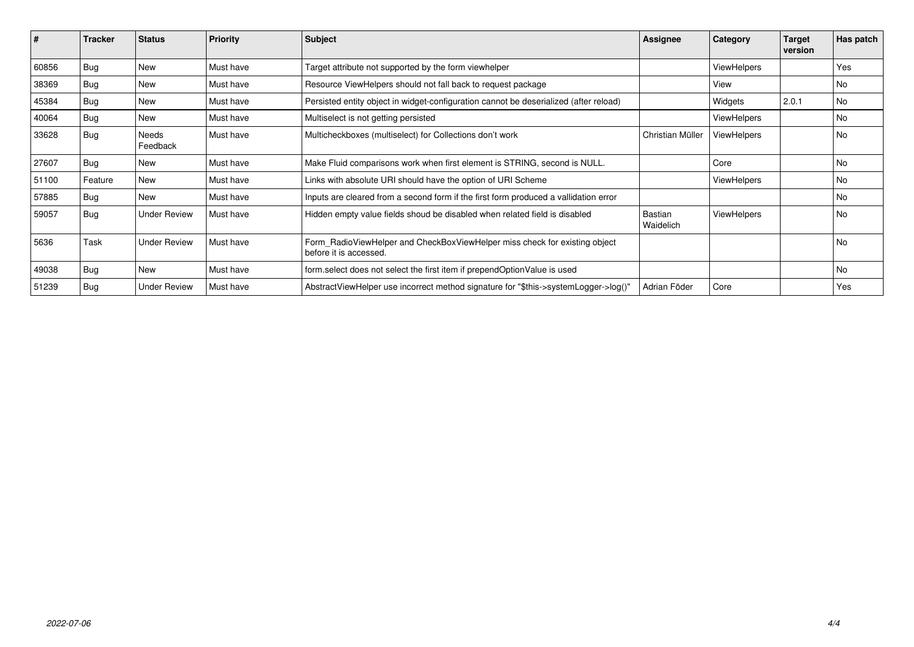| # | Tracker | Status | Priority | Subject | Assignee | Category | Target version | Has patch |
|---|---|---|---|---|---|---|---|---|
| 60856 | Bug | New | Must have | Target attribute not supported by the form viewhelper | | ViewHelpers | | Yes |
| 38369 | Bug | New | Must have | Resource ViewHelpers should not fall back to request package | | View | | No |
| 45384 | Bug | New | Must have | Persisted entity object in widget-configuration cannot be deserialized (after reload) | | Widgets | 2.0.1 | No |
| 40064 | Bug | New | Must have | Multiselect is not getting persisted | | ViewHelpers | | No |
| 33628 | Bug | Needs Feedback | Must have | Multicheckboxes (multiselect) for Collections don't work | Christian Müller | ViewHelpers | | No |
| 27607 | Bug | New | Must have | Make Fluid comparisons work when first element is STRING, second is NULL. | | Core | | No |
| 51100 | Feature | New | Must have | Links with absolute URI should have the option of URI Scheme | | ViewHelpers | | No |
| 57885 | Bug | New | Must have | Inputs are cleared from a second form if the first form produced a vallidation error | | | | No |
| 59057 | Bug | Under Review | Must have | Hidden empty value fields shoud be disabled when related field is disabled | Bastian Waidelich | ViewHelpers | | No |
| 5636 | Task | Under Review | Must have | Form_RadioViewHelper and CheckBoxViewHelper miss check for existing object before it is accessed. | | | | No |
| 49038 | Bug | New | Must have | form.select does not select the first item if prependOptionValue is used | | | | No |
| 51239 | Bug | Under Review | Must have | AbstractViewHelper use incorrect method signature for "$this->systemLogger->log()" | Adrian Föder | Core | | Yes |

*2022-07-06*